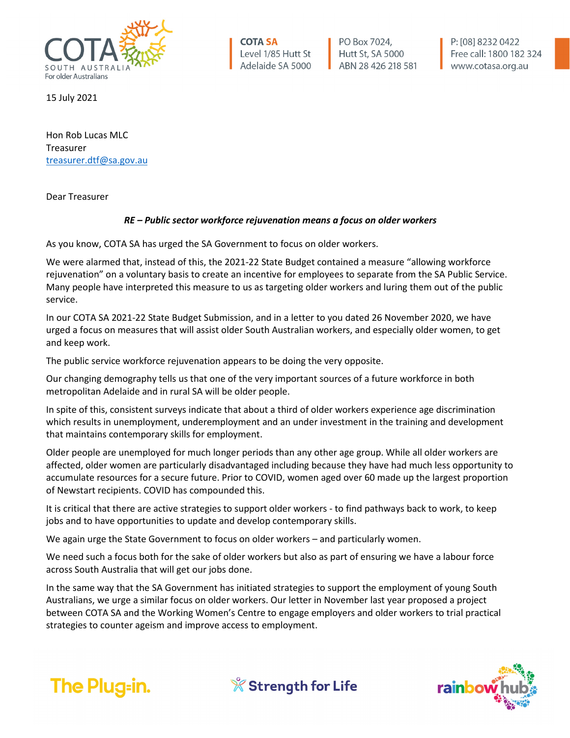COTA SA
Level 1/85 Hutt St
Adelaide SA 5000

PO Box 7024,
Hutt St, SA 5000
ABN 28 426 218 581

P: [08] 8232 0422
Free call: 1800 182 324
www.cotasa.org.au

15 July 2021

Hon Rob Lucas MLC
Treasurer
treasurer.dtf@sa.gov.au

Dear Treasurer

***RE – Public sector workforce rejuvenation means a focus on older workers***

As you know, COTA SA has urged the SA Government to focus on older workers.

We were alarmed that, instead of this, the 2021-22 State Budget contained a measure "allowing workforce rejuvenation" on a voluntary basis to create an incentive for employees to separate from the SA Public Service. Many people have interpreted this measure to us as targeting older workers and luring them out of the public service.

In our COTA SA 2021-22 State Budget Submission, and in a letter to you dated 26 November 2020, we have urged a focus on measures that will assist older South Australian workers, and especially older women, to get and keep work.

The public service workforce rejuvenation appears to be doing the very opposite.

Our changing demography tells us that one of the very important sources of a future workforce in both metropolitan Adelaide and in rural SA will be older people.

In spite of this, consistent surveys indicate that about a third of older workers experience age discrimination which results in unemployment, underemployment and an under investment in the training and development that maintains contemporary skills for employment.

Older people are unemployed for much longer periods than any other age group. While all older workers are affected, older women are particularly disadvantaged including because they have had much less opportunity to accumulate resources for a secure future. Prior to COVID, women aged over 60 made up the largest proportion of Newstart recipients. COVID has compounded this.

It is critical that there are active strategies to support older workers - to find pathways back to work, to keep jobs and to have opportunities to update and develop contemporary skills.

We again urge the State Government to focus on older workers – and particularly women.

We need such a focus both for the sake of older workers but also as part of ensuring we have a labour force across South Australia that will get our jobs done.

In the same way that the SA Government has initiated strategies to support the employment of young South Australians, we urge a similar focus on older workers. Our letter in November last year proposed a project between COTA SA and the Working Women's Centre to engage employers and older workers to trial practical strategies to counter ageism and improve access to employment.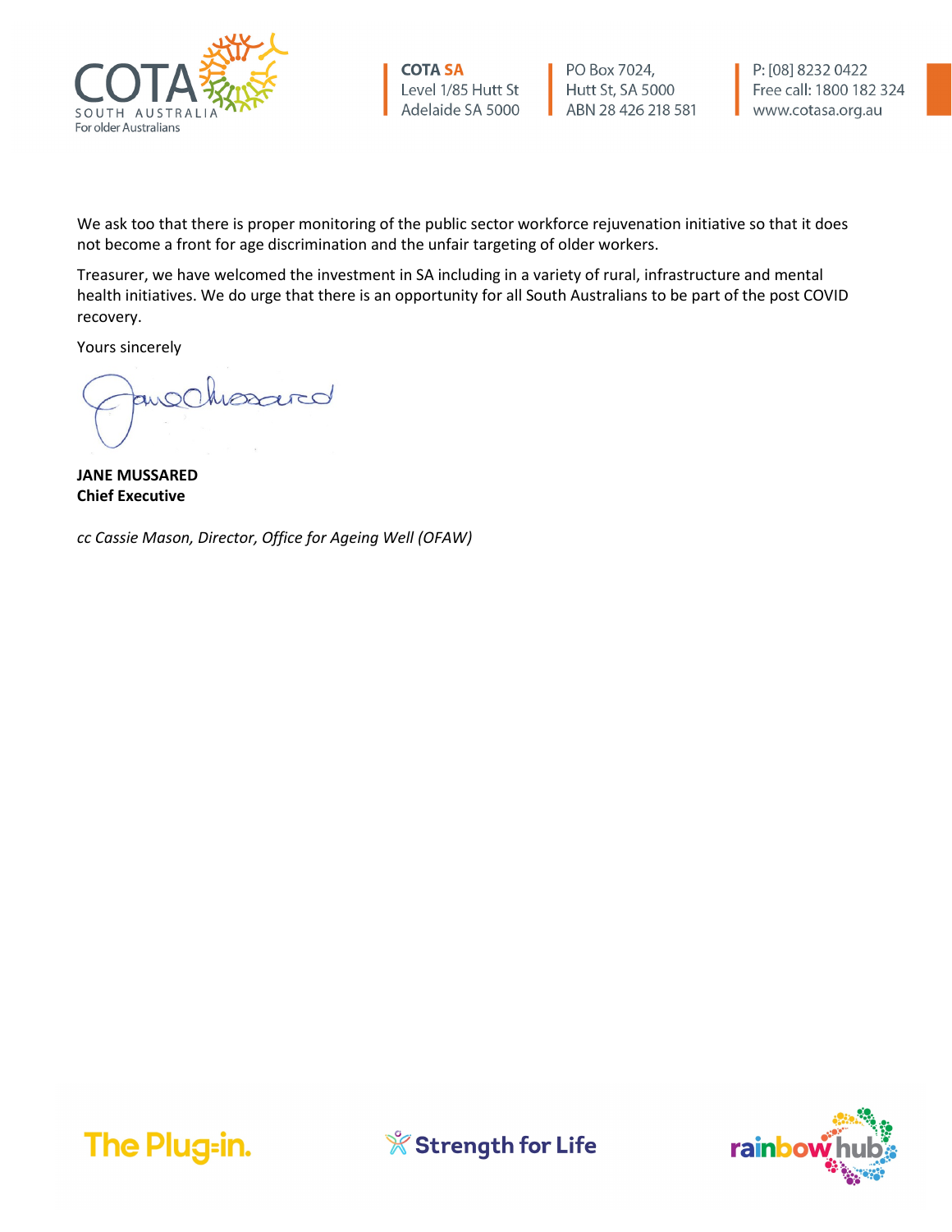We ask too that there is proper monitoring of the public sector workforce rejuvenation initiative so that it does not become a front for age discrimination and the unfair targeting of older workers.

Treasurer, we have welcomed the investment in SA including in a variety of rural, infrastructure and mental health initiatives. We do urge that there is an opportunity for all South Australians to be part of the post COVID recovery.

Yours sincerely

**JANE MUSSARED**
**Chief Executive**

*cc Cassie Mason, Director, Office for Ageing Well (OFAW)*